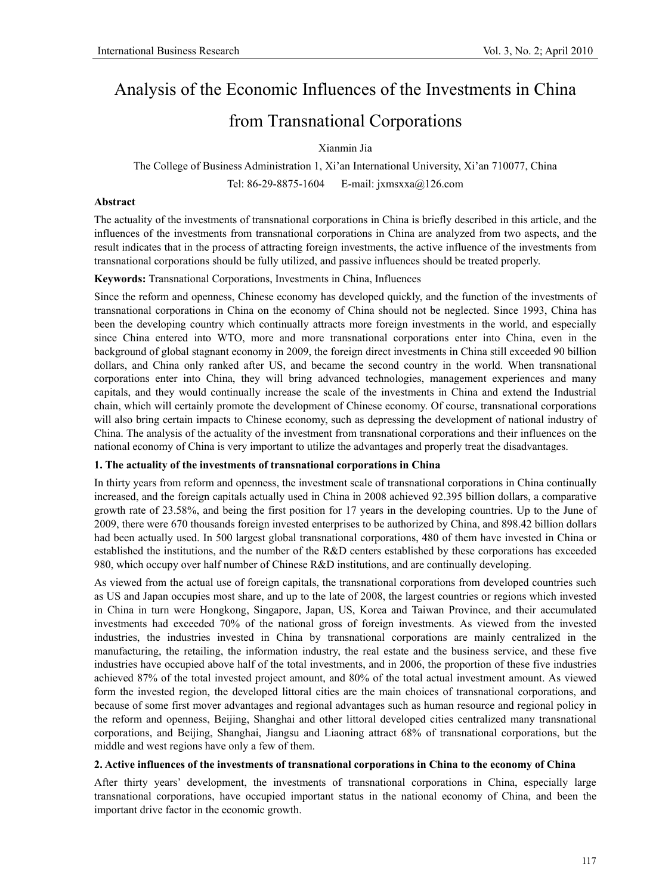# Analysis of the Economic Influences of the Investments in China from Transnational Corporations

Xianmin Jia

The College of Business Administration 1, Xi'an International University, Xi'an 710077, China

Tel: 86-29-8875-1604 E-mail: jxmsxxa@126.com

**Abstract**

The actuality of the investments of transnational corporations in China is briefly described in this article, and the influences of the investments from transnational corporations in China are analyzed from two aspects, and the result indicates that in the process of attracting foreign investments, the active influence of the investments from transnational corporations should be fully utilized, and passive influences should be treated properly.

**Keywords:** Transnational Corporations, Investments in China, Influences

Since the reform and openness, Chinese economy has developed quickly, and the function of the investments of transnational corporations in China on the economy of China should not be neglected. Since 1993, China has been the developing country which continually attracts more foreign investments in the world, and especially since China entered into WTO, more and more transnational corporations enter into China, even in the background of global stagnant economy in 2009, the foreign direct investments in China still exceeded 90 billion dollars, and China only ranked after US, and became the second country in the world. When transnational corporations enter into China, they will bring advanced technologies, management experiences and many capitals, and they would continually increase the scale of the investments in China and extend the Industrial chain, which will certainly promote the development of Chinese economy. Of course, transnational corporations will also bring certain impacts to Chinese economy, such as depressing the development of national industry of China. The analysis of the actuality of the investment from transnational corporations and their influences on the national economy of China is very important to utilize the advantages and properly treat the disadvantages.

## 1. The actuality of the investments of transnational corporations in China

In thirty years from reform and openness, the investment scale of transnational corporations in China continually increased, and the foreign capitals actually used in China in 2008 achieved 92.395 billion dollars, a comparative growth rate of 23.58%, and being the first position for 17 years in the developing countries. Up to the June of 2009, there were 670 thousands foreign invested enterprises to be authorized by China, and 898.42 billion dollars had been actually used. In 500 largest global transnational corporations, 480 of them have invested in China or established the institutions, and the number of the R&D centers established by these corporations has exceeded 980, which occupy over half number of Chinese R&D institutions, and are continually developing.

As viewed from the actual use of foreign capitals, the transnational corporations from developed countries such as US and Japan occupies most share, and up to the late of 2008, the largest countries or regions which invested in China in turn were Hongkong, Singapore, Japan, US, Korea and Taiwan Province, and their accumulated investments had exceeded 70% of the national gross of foreign investments. As viewed from the invested industries, the industries invested in China by transnational corporations are mainly centralized in the manufacturing, the retailing, the information industry, the real estate and the business service, and these five industries have occupied above half of the total investments, and in 2006, the proportion of these five industries achieved 87% of the total invested project amount, and 80% of the total actual investment amount. As viewed form the invested region, the developed littoral cities are the main choices of transnational corporations, and because of some first mover advantages and regional advantages such as human resource and regional policy in the reform and openness, Beijing, Shanghai and other littoral developed cities centralized many transnational corporations, and Beijing, Shanghai, Jiangsu and Liaoning attract 68% of transnational corporations, but the middle and west regions have only a few of them.

## 2. Active influences of the investments of transnational corporations in China to the economy of China

After thirty years' development, the investments of transnational corporations in China, especially large transnational corporations, have occupied important status in the national economy of China, and been the important drive factor in the economic growth.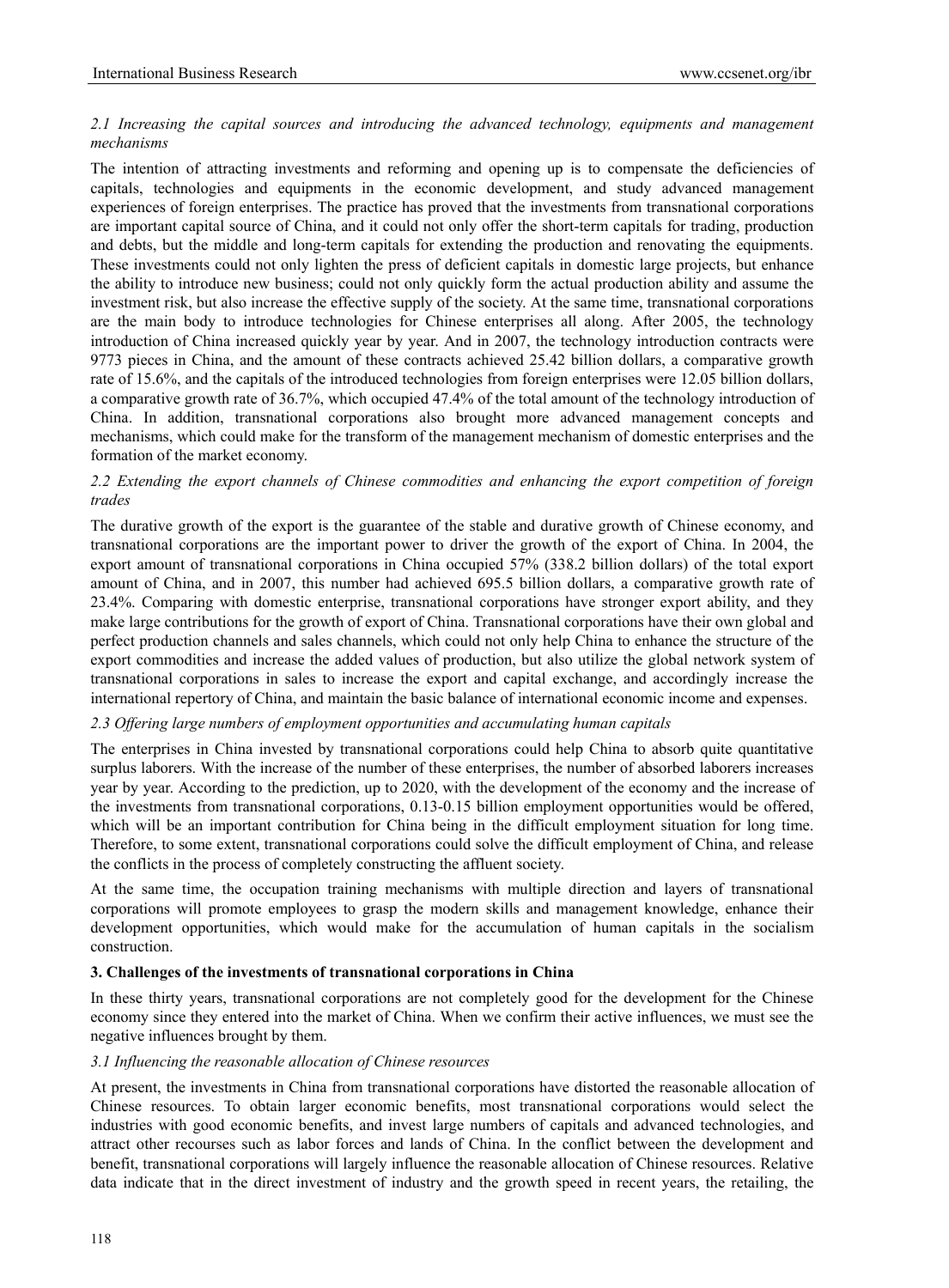*2.1 Increasing the capital sources and introducing the advanced technology, equipments and management mechanisms*

The intention of attracting investments and reforming and opening up is to compensate the deficiencies of capitals, technologies and equipments in the economic development, and study advanced management experiences of foreign enterprises. The practice has proved that the investments from transnational corporations are important capital source of China, and it could not only offer the short-term capitals for trading, production and debts, but the middle and long-term capitals for extending the production and renovating the equipments. These investments could not only lighten the press of deficient capitals in domestic large projects, but enhance the ability to introduce new business; could not only quickly form the actual production ability and assume the investment risk, but also increase the effective supply of the society. At the same time, transnational corporations are the main body to introduce technologies for Chinese enterprises all along. After 2005, the technology introduction of China increased quickly year by year. And in 2007, the technology introduction contracts were 9773 pieces in China, and the amount of these contracts achieved 25.42 billion dollars, a comparative growth rate of 15.6%, and the capitals of the introduced technologies from foreign enterprises were 12.05 billion dollars, a comparative growth rate of 36.7%, which occupied 47.4% of the total amount of the technology introduction of China. In addition, transnational corporations also brought more advanced management concepts and mechanisms, which could make for the transform of the management mechanism of domestic enterprises and the formation of the market economy.

*2.2 Extending the export channels of Chinese commodities and enhancing the export competition of foreign trades*

The durative growth of the export is the guarantee of the stable and durative growth of Chinese economy, and transnational corporations are the important power to driver the growth of the export of China. In 2004, the export amount of transnational corporations in China occupied 57% (338.2 billion dollars) of the total export amount of China, and in 2007, this number had achieved 695.5 billion dollars, a comparative growth rate of 23.4%. Comparing with domestic enterprise, transnational corporations have stronger export ability, and they make large contributions for the growth of export of China. Transnational corporations have their own global and perfect production channels and sales channels, which could not only help China to enhance the structure of the export commodities and increase the added values of production, but also utilize the global network system of transnational corporations in sales to increase the export and capital exchange, and accordingly increase the international repertory of China, and maintain the basic balance of international economic income and expenses.

*2.3 Offering large numbers of employment opportunities and accumulating human capitals*

The enterprises in China invested by transnational corporations could help China to absorb quite quantitative surplus laborers. With the increase of the number of these enterprises, the number of absorbed laborers increases year by year. According to the prediction, up to 2020, with the development of the economy and the increase of the investments from transnational corporations, 0.13-0.15 billion employment opportunities would be offered, which will be an important contribution for China being in the difficult employment situation for long time. Therefore, to some extent, transnational corporations could solve the difficult employment of China, and release the conflicts in the process of completely constructing the affluent society.

At the same time, the occupation training mechanisms with multiple direction and layers of transnational corporations will promote employees to grasp the modern skills and management knowledge, enhance their development opportunities, which would make for the accumulation of human capitals in the socialism construction.

## 3. Challenges of the investments of transnational corporations in China

In these thirty years, transnational corporations are not completely good for the development for the Chinese economy since they entered into the market of China. When we confirm their active influences, we must see the negative influences brought by them.

*3.1 Influencing the reasonable allocation of Chinese resources*

At present, the investments in China from transnational corporations have distorted the reasonable allocation of Chinese resources. To obtain larger economic benefits, most transnational corporations would select the industries with good economic benefits, and invest large numbers of capitals and advanced technologies, and attract other recourses such as labor forces and lands of China. In the conflict between the development and benefit, transnational corporations will largely influence the reasonable allocation of Chinese resources. Relative data indicate that in the direct investment of industry and the growth speed in recent years, the retailing, the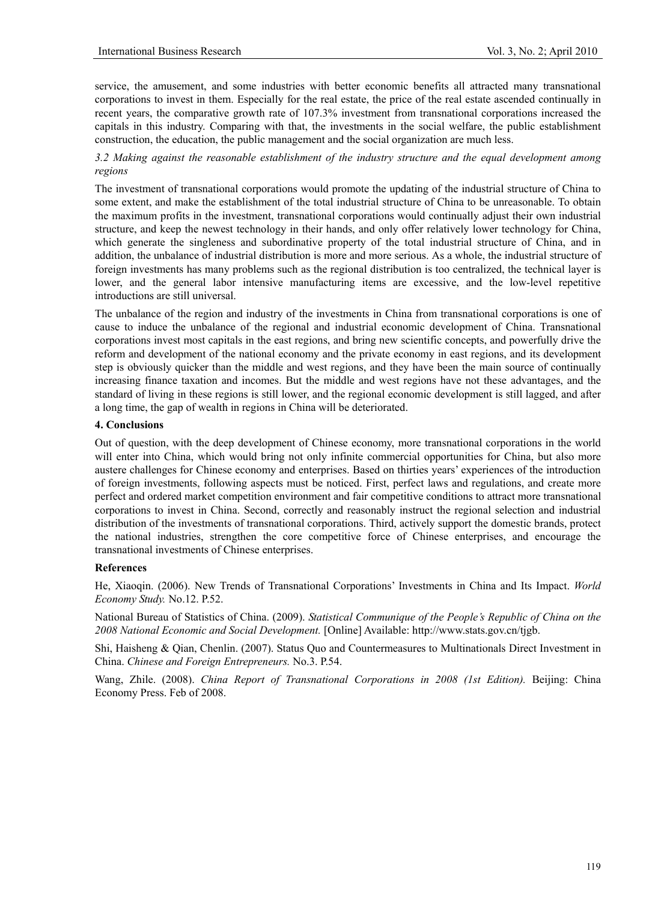service, the amusement, and some industries with better economic benefits all attracted many transnational corporations to invest in them. Especially for the real estate, the price of the real estate ascended continually in recent years, the comparative growth rate of 107.3% investment from transnational corporations increased the capitals in this industry. Comparing with that, the investments in the social welfare, the public establishment construction, the education, the public management and the social organization are much less.

### *3.2 Making against the reasonable establishment of the industry structure and the equal development among regions*

The investment of transnational corporations would promote the updating of the industrial structure of China to some extent, and make the establishment of the total industrial structure of China to be unreasonable. To obtain the maximum profits in the investment, transnational corporations would continually adjust their own industrial structure, and keep the newest technology in their hands, and only offer relatively lower technology for China, which generate the singleness and subordinative property of the total industrial structure of China, and in addition, the unbalance of industrial distribution is more and more serious. As a whole, the industrial structure of foreign investments has many problems such as the regional distribution is too centralized, the technical layer is lower, and the general labor intensive manufacturing items are excessive, and the low-level repetitive introductions are still universal.

The unbalance of the region and industry of the investments in China from transnational corporations is one of cause to induce the unbalance of the regional and industrial economic development of China. Transnational corporations invest most capitals in the east regions, and bring new scientific concepts, and powerfully drive the reform and development of the national economy and the private economy in east regions, and its development step is obviously quicker than the middle and west regions, and they have been the main source of continually increasing finance taxation and incomes. But the middle and west regions have not these advantages, and the standard of living in these regions is still lower, and the regional economic development is still lagged, and after a long time, the gap of wealth in regions in China will be deteriorated.

## 4. Conclusions

Out of question, with the deep development of Chinese economy, more transnational corporations in the world will enter into China, which would bring not only infinite commercial opportunities for China, but also more austere challenges for Chinese economy and enterprises. Based on thirties years' experiences of the introduction of foreign investments, following aspects must be noticed. First, perfect laws and regulations, and create more perfect and ordered market competition environment and fair competitive conditions to attract more transnational corporations to invest in China. Second, correctly and reasonably instruct the regional selection and industrial distribution of the investments of transnational corporations. Third, actively support the domestic brands, protect the national industries, strengthen the core competitive force of Chinese enterprises, and encourage the transnational investments of Chinese enterprises.

## References

He, Xiaoqin. (2006). New Trends of Transnational Corporations' Investments in China and Its Impact. *World Economy Study.* No.12. P.52.

National Bureau of Statistics of China. (2009). *Statistical Communique of the People's Republic of China on the 2008 National Economic and Social Development.* [Online] Available: http://www.stats.gov.cn/tjgb.

Shi, Haisheng & Qian, Chenlin. (2007). Status Quo and Countermeasures to Multinationals Direct Investment in China. *Chinese and Foreign Entrepreneurs.* No.3. P.54.

Wang, Zhile. (2008). *China Report of Transnational Corporations in 2008 (1st Edition).* Beijing: China Economy Press. Feb of 2008.